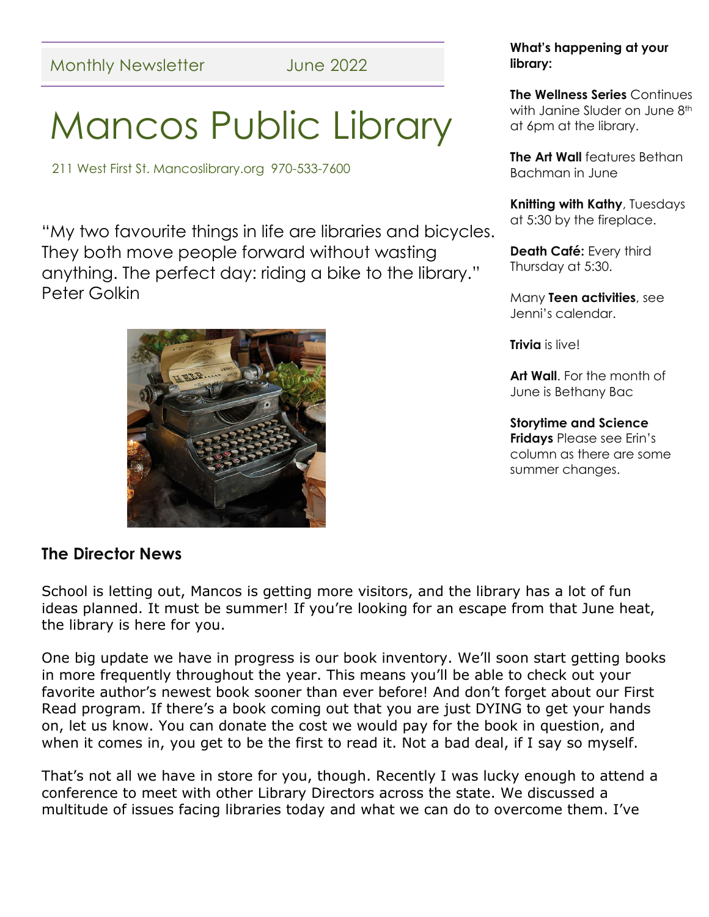Monthly Newsletter June 2022

# Mancos Public Library

211 West First St. Mancoslibrary.org 970-533-7600

"My two favourite things in life are libraries and bicycles. They both move people forward without wasting anything. The perfect day: riding a bike to the library." Peter Golkin

**What's happening at your library:**

**The Wellness Series** Continues with Janine Sluder on June 8th at 6pm at the library.

**The Art Wall** features Bethan Bachman in June

**Knitting with Kathy**, Tuesdays at 5:30 by the fireplace.

**Death Café:** Every third Thursday at 5:30.

Many **Teen activities**, see Jenni's calendar.

**Trivia** is live!

**Art Wall**. For the month of June is Bethany Bac

**Storytime and Science Fridays** Please see Erin's column as there are some summer changes.

## The Director News

School is letting out, Mancos is getting more visitors, and the library has a lot of fun ideas planned. It must be summer! If you're looking for an escape from that June heat, the library is here for you.

One big update we have in progress is our book inventory. We'll soon start getting books in more frequently throughout the year. This means you'll be able to check out your favorite author's newest book sooner than ever before! And don't forget about our First Read program. If there's a book coming out that you are just DYING to get your hands on, let us know. You can donate the cost we would pay for the book in question, and when it comes in, you get to be the first to read it. Not a bad deal, if I say so myself.

That's not all we have in store for you, though. Recently I was lucky enough to attend a conference to meet with other Library Directors across the state. We discussed a multitude of issues facing libraries today and what we can do to overcome them. I've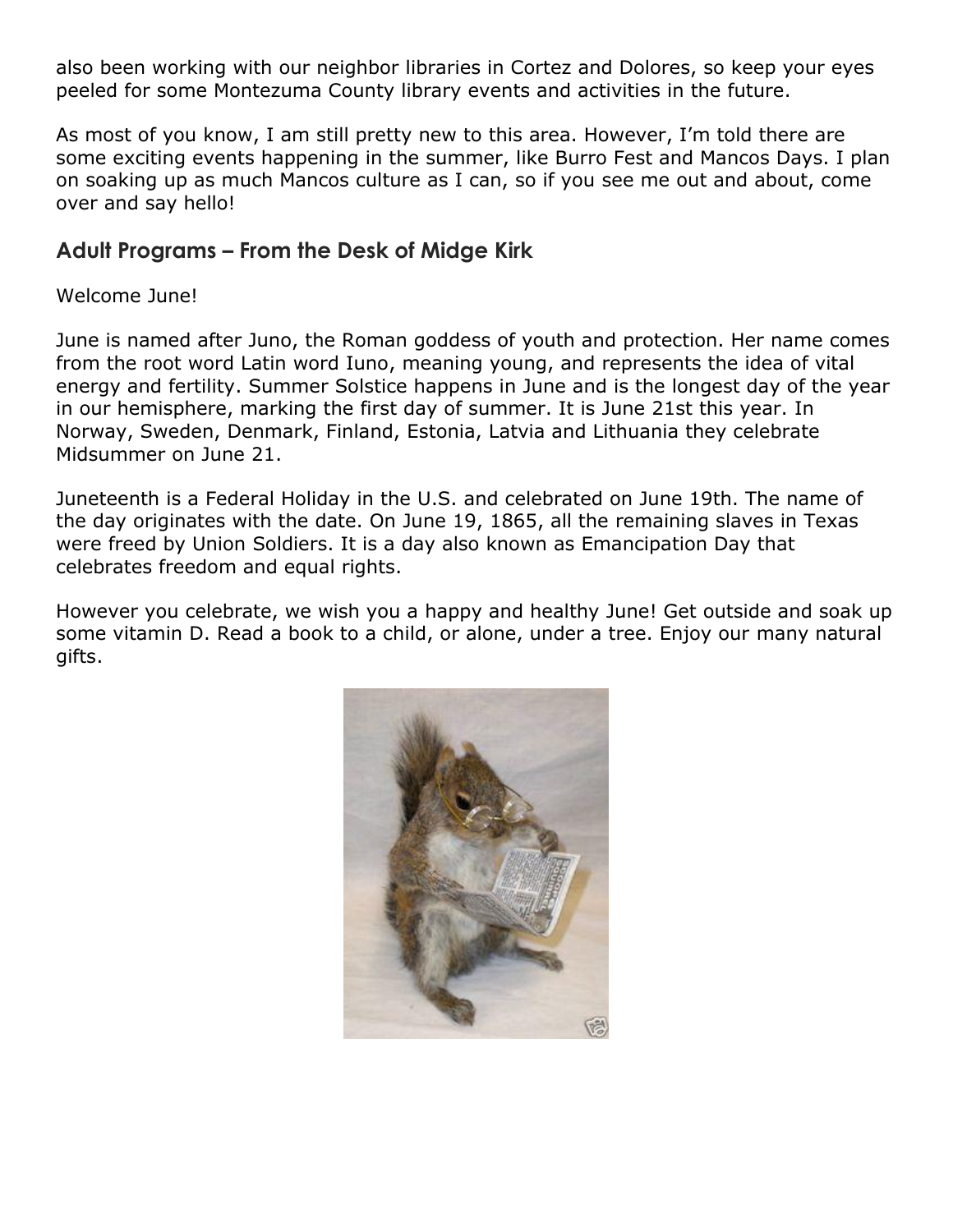also been working with our neighbor libraries in Cortez and Dolores, so keep your eyes peeled for some Montezuma County library events and activities in the future.

As most of you know, I am still pretty new to this area. However, I'm told there are some exciting events happening in the summer, like Burro Fest and Mancos Days. I plan on soaking up as much Mancos culture as I can, so if you see me out and about, come over and say hello!

## Adult Programs – From the Desk of Midge Kirk

Welcome June!

June is named after Juno, the Roman goddess of youth and protection. Her name comes from the root word Latin word Iuno, meaning young, and represents the idea of vital energy and fertility. Summer Solstice happens in June and is the longest day of the year in our hemisphere, marking the first day of summer. It is June 21st this year. In Norway, Sweden, Denmark, Finland, Estonia, Latvia and Lithuania they celebrate Midsummer on June 21.

Juneteenth is a Federal Holiday in the U.S. and celebrated on June 19th. The name of the day originates with the date. On June 19, 1865, all the remaining slaves in Texas were freed by Union Soldiers. It is a day also known as Emancipation Day that celebrates freedom and equal rights.

However you celebrate, we wish you a happy and healthy June! Get outside and soak up some vitamin D. Read a book to a child, or alone, under a tree. Enjoy our many natural gifts.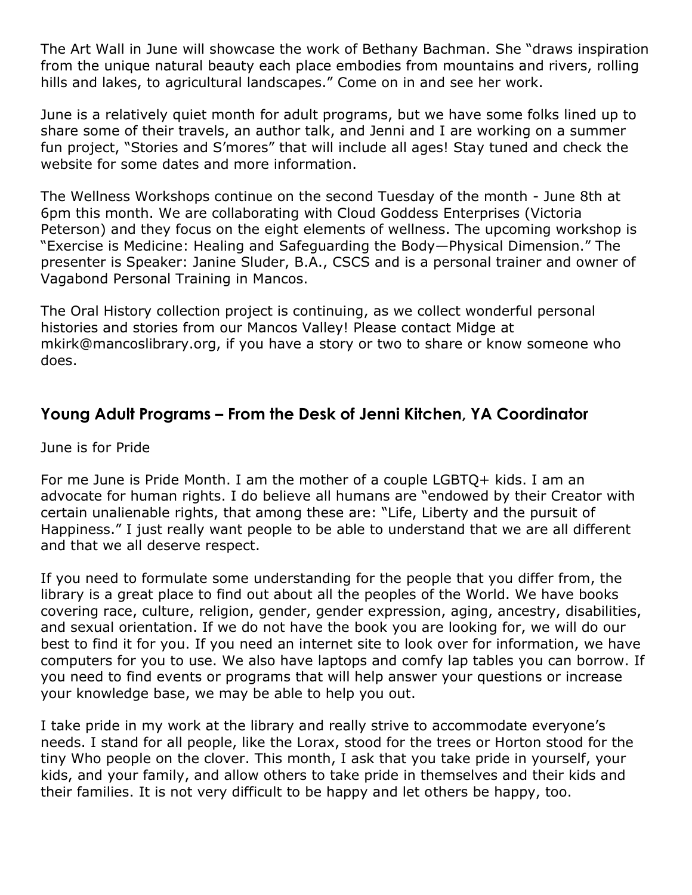The Art Wall in June will showcase the work of Bethany Bachman. She "draws inspiration from the unique natural beauty each place embodies from mountains and rivers, rolling hills and lakes, to agricultural landscapes." Come on in and see her work.

June is a relatively quiet month for adult programs, but we have some folks lined up to share some of their travels, an author talk, and Jenni and I are working on a summer fun project, "Stories and S'mores" that will include all ages! Stay tuned and check the website for some dates and more information.

The Wellness Workshops continue on the second Tuesday of the month - June 8th at 6pm this month. We are collaborating with Cloud Goddess Enterprises (Victoria Peterson) and they focus on the eight elements of wellness. The upcoming workshop is "Exercise is Medicine: Healing and Safeguarding the Body—Physical Dimension." The presenter is Speaker: Janine Sluder, B.A., CSCS and is a personal trainer and owner of Vagabond Personal Training in Mancos.

The Oral History collection project is continuing, as we collect wonderful personal histories and stories from our Mancos Valley! Please contact Midge at mkirk@mancoslibrary.org, if you have a story or two to share or know someone who does.

## Young Adult Programs – From the Desk of Jenni Kitchen, YA Coordinator

June is for Pride

For me June is Pride Month. I am the mother of a couple LGBTQ+ kids. I am an advocate for human rights. I do believe all humans are "endowed by their Creator with certain unalienable rights, that among these are: "Life, Liberty and the pursuit of Happiness." I just really want people to be able to understand that we are all different and that we all deserve respect.

If you need to formulate some understanding for the people that you differ from, the library is a great place to find out about all the peoples of the World. We have books covering race, culture, religion, gender, gender expression, aging, ancestry, disabilities, and sexual orientation. If we do not have the book you are looking for, we will do our best to find it for you. If you need an internet site to look over for information, we have computers for you to use. We also have laptops and comfy lap tables you can borrow. If you need to find events or programs that will help answer your questions or increase your knowledge base, we may be able to help you out.

I take pride in my work at the library and really strive to accommodate everyone's needs. I stand for all people, like the Lorax, stood for the trees or Horton stood for the tiny Who people on the clover. This month, I ask that you take pride in yourself, your kids, and your family, and allow others to take pride in themselves and their kids and their families. It is not very difficult to be happy and let others be happy, too.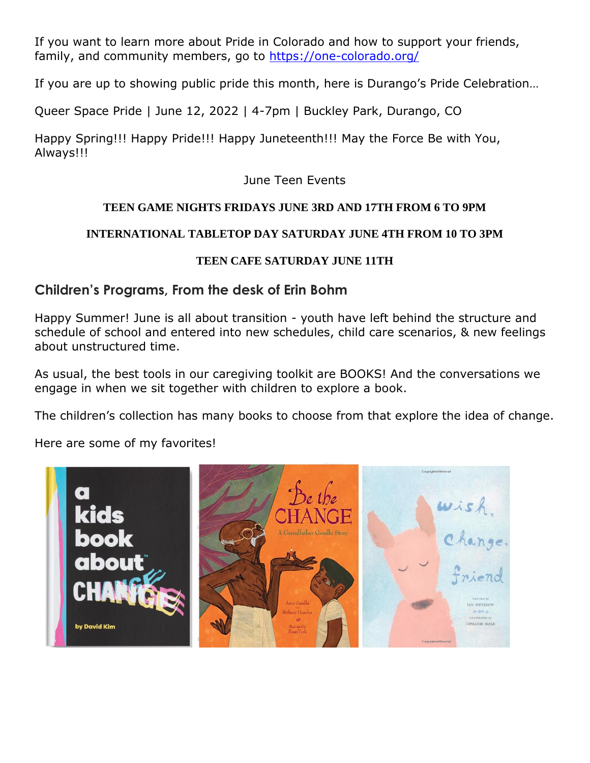If you want to learn more about Pride in Colorado and how to support your friends, family, and community members, go to https://one-colorado.org/

If you are up to showing public pride this month, here is Durango's Pride Celebration…

Queer Space Pride | June 12, 2022 | 4-7pm | Buckley Park, Durango, CO

Happy Spring!!! Happy Pride!!! Happy Juneteenth!!! May the Force Be with You, Always!!!

June Teen Events

**TEEN GAME NIGHTS FRIDAYS JUNE 3RD AND 17TH FROM 6 TO 9PM**

**INTERNATIONAL TABLETOP DAY SATURDAY JUNE 4TH FROM 10 TO 3PM**

**TEEN CAFE SATURDAY JUNE 11TH**

## Children's Programs, From the desk of Erin Bohm

Happy Summer! June is all about transition - youth have left behind the structure and schedule of school and entered into new schedules, child care scenarios, & new feelings about unstructured time.

As usual, the best tools in our caregiving toolkit are BOOKS! And the conversations we engage in when we sit together with children to explore a book.

The children's collection has many books to choose from that explore the idea of change.

Here are some of my favorites!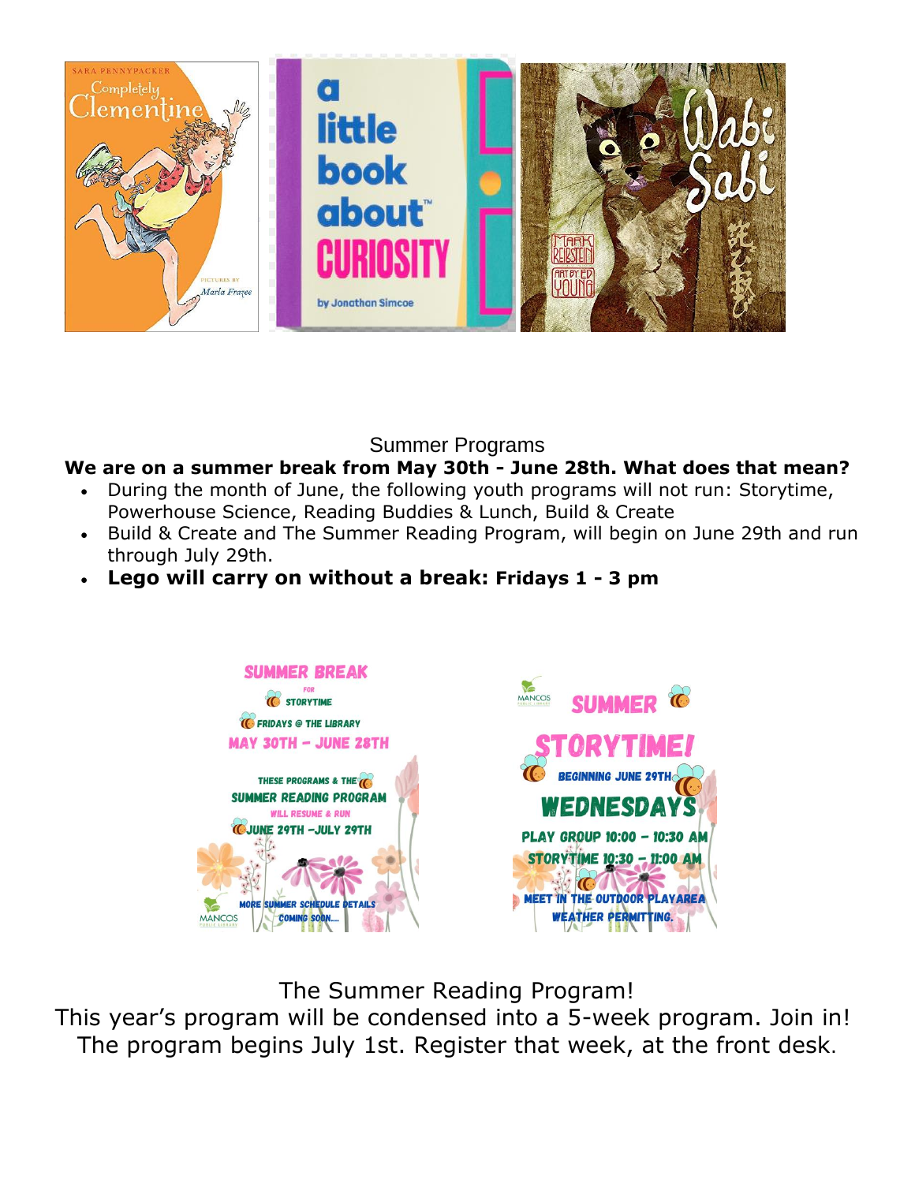## Summer Programs

**We are on a summer break from May 30th - June 28th. What does that mean?**

- During the month of June, the following youth programs will not run: Storytime, Powerhouse Science, Reading Buddies & Lunch, Build & Create
- Build & Create and The Summer Reading Program, will begin on June 29th and run through July 29th.
- **Lego will carry on without a break: Fridays 1 - 3 pm**

The Summer Reading Program!
This year's program will be condensed into a 5-week program. Join in!
The program begins July 1st. Register that week, at the front desk.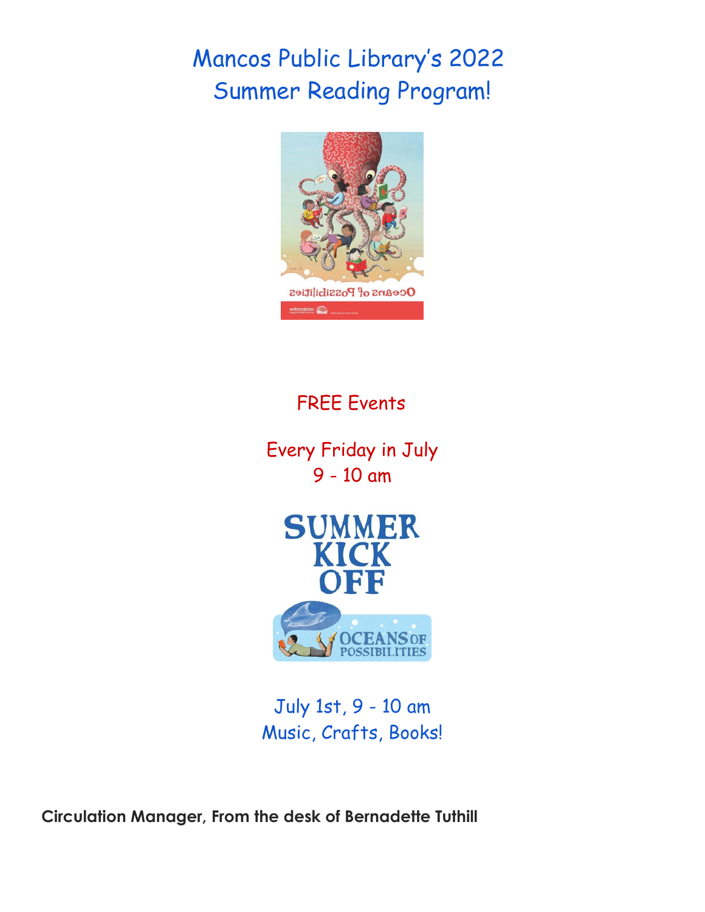# Mancos Public Library's 2022 Summer Reading Program!

FREE Events

Every Friday in July
9 - 10 am

July 1st, 9 - 10 am
Music, Crafts, Books!

**Circulation Manager, From the desk of Bernadette Tuthill**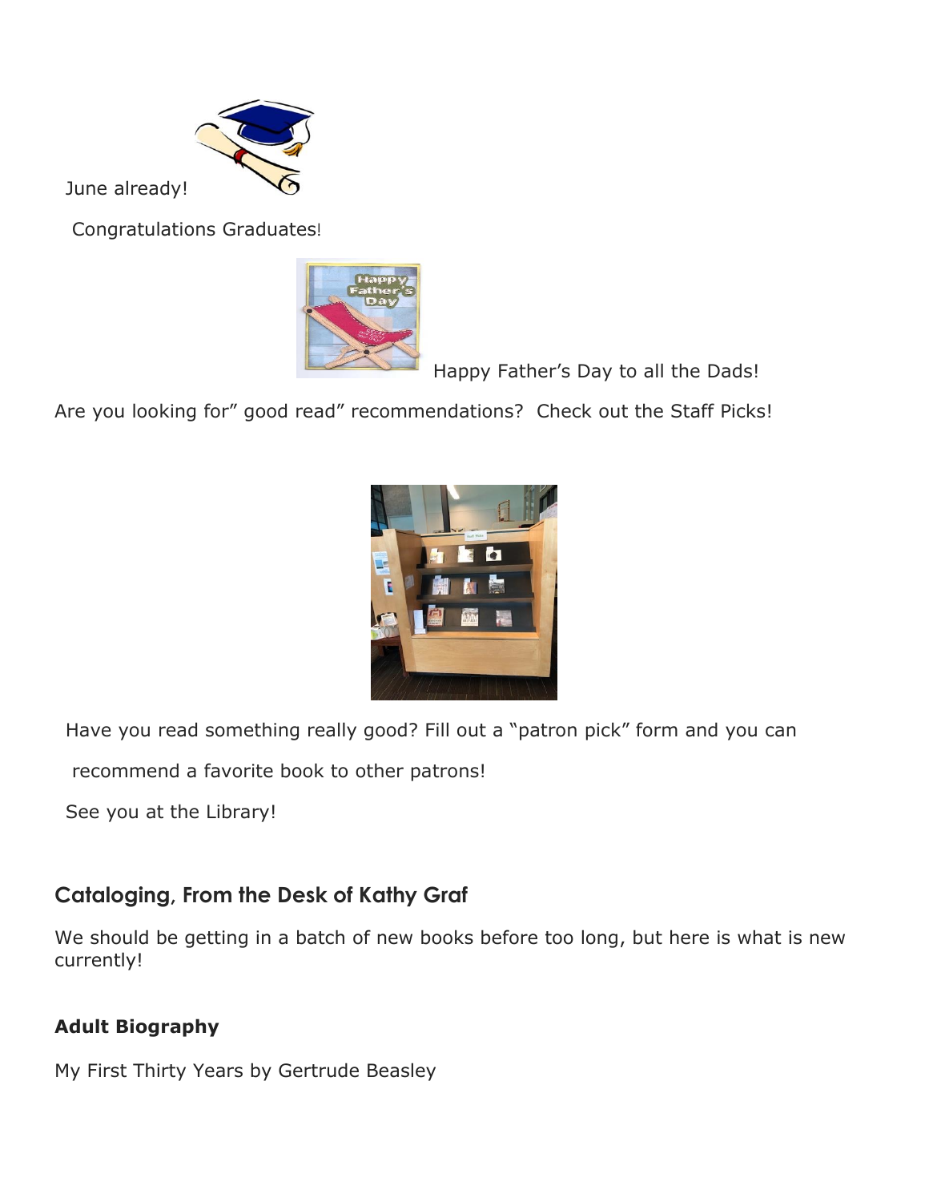June already!

Congratulations Graduates!

Happy Father's Day to all the Dads!

Are you looking for" good read" recommendations? Check out the Staff Picks!

Have you read something really good? Fill out a "patron pick" form and you can recommend a favorite book to other patrons!

See you at the Library!

## Cataloging, From the Desk of Kathy Graf

We should be getting in a batch of new books before too long, but here is what is new currently!

**Adult Biography**

My First Thirty Years by Gertrude Beasley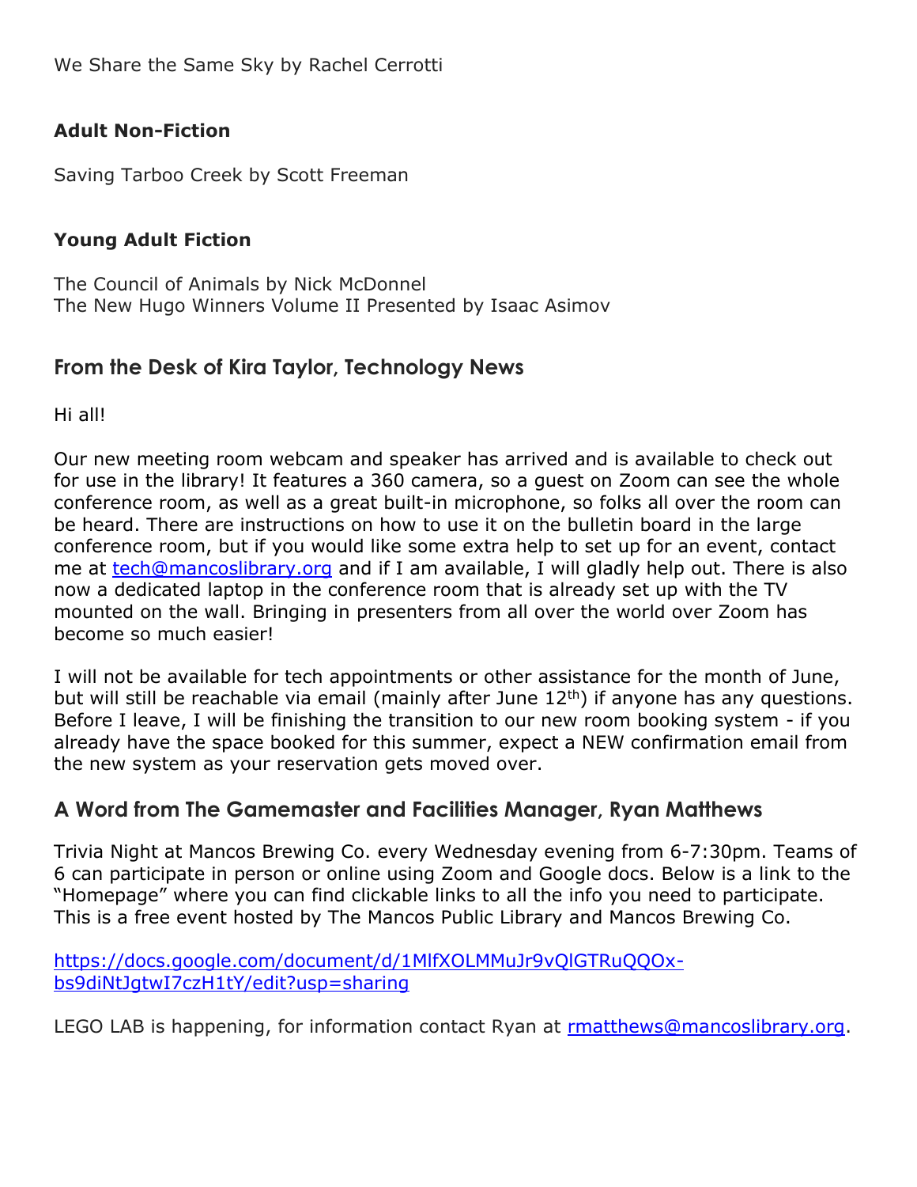We Share the Same Sky by Rachel Cerrotti

**Adult Non-Fiction**

Saving Tarboo Creek by Scott Freeman

**Young Adult Fiction**

The Council of Animals by Nick McDonnel
The New Hugo Winners Volume II Presented by Isaac Asimov

## From the Desk of Kira Taylor, Technology News

Hi all!

Our new meeting room webcam and speaker has arrived and is available to check out for use in the library! It features a 360 camera, so a guest on Zoom can see the whole conference room, as well as a great built-in microphone, so folks all over the room can be heard. There are instructions on how to use it on the bulletin board in the large conference room, but if you would like some extra help to set up for an event, contact me at tech@mancoslibrary.org and if I am available, I will gladly help out. There is also now a dedicated laptop in the conference room that is already set up with the TV mounted on the wall. Bringing in presenters from all over the world over Zoom has become so much easier!

I will not be available for tech appointments or other assistance for the month of June, but will still be reachable via email (mainly after June 12th) if anyone has any questions. Before I leave, I will be finishing the transition to our new room booking system - if you already have the space booked for this summer, expect a NEW confirmation email from the new system as your reservation gets moved over.

## A Word from The Gamemaster and Facilities Manager, Ryan Matthews

Trivia Night at Mancos Brewing Co. every Wednesday evening from 6-7:30pm. Teams of 6 can participate in person or online using Zoom and Google docs. Below is a link to the "Homepage" where you can find clickable links to all the info you need to participate. This is a free event hosted by The Mancos Public Library and Mancos Brewing Co.

https://docs.google.com/document/d/1MlfXOLMMuJr9vQlGTRuQQOx-bs9diNtJgtwI7czH1tY/edit?usp=sharing

LEGO LAB is happening, for information contact Ryan at rmatthews@mancoslibrary.org.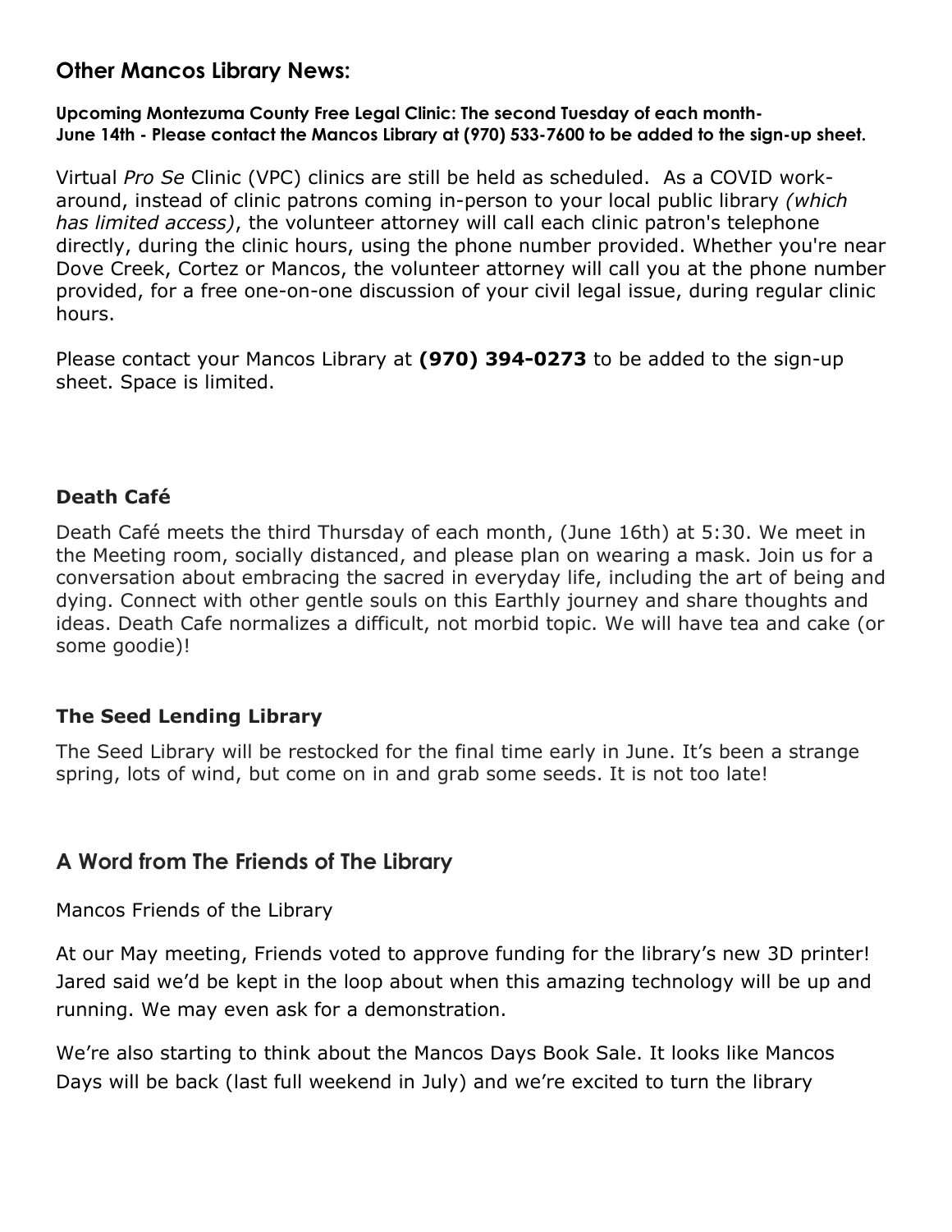## Other Mancos Library News:

**Upcoming Montezuma County Free Legal Clinic: The second Tuesday of each month-**
**June 14th - Please contact the Mancos Library at (970) 533-7600 to be added to the sign-up sheet.**

Virtual *Pro Se* Clinic (VPC) clinics are still be held as scheduled. As a COVID work-around, instead of clinic patrons coming in-person to your local public library *(which has limited access)*, the volunteer attorney will call each clinic patron's telephone directly, during the clinic hours, using the phone number provided. Whether you're near Dove Creek, Cortez or Mancos, the volunteer attorney will call you at the phone number provided, for a free one-on-one discussion of your civil legal issue, during regular clinic hours.

Please contact your Mancos Library at **(970) 394-0273** to be added to the sign-up sheet. Space is limited.

### Death Café

Death Café meets the third Thursday of each month, (June 16th) at 5:30. We meet in the Meeting room, socially distanced, and please plan on wearing a mask. Join us for a conversation about embracing the sacred in everyday life, including the art of being and dying. Connect with other gentle souls on this Earthly journey and share thoughts and ideas. Death Cafe normalizes a difficult, not morbid topic. We will have tea and cake (or some goodie)!

### The Seed Lending Library

The Seed Library will be restocked for the final time early in June. It's been a strange spring, lots of wind, but come on in and grab some seeds. It is not too late!

## A Word from The Friends of The Library

Mancos Friends of the Library

At our May meeting, Friends voted to approve funding for the library's new 3D printer! Jared said we'd be kept in the loop about when this amazing technology will be up and running. We may even ask for a demonstration.

We're also starting to think about the Mancos Days Book Sale. It looks like Mancos Days will be back (last full weekend in July) and we're excited to turn the library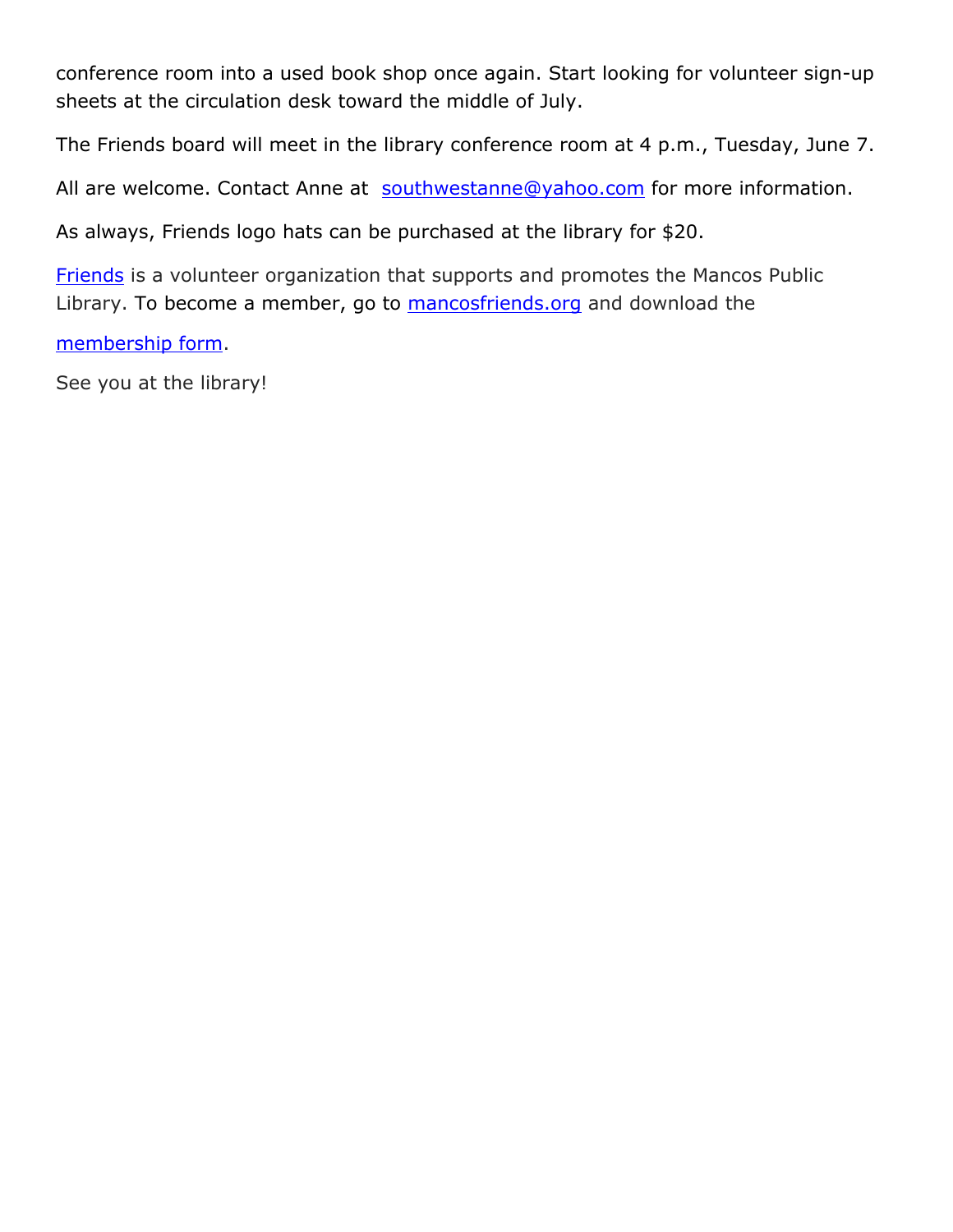conference room into a used book shop once again. Start looking for volunteer sign-up sheets at the circulation desk toward the middle of July.

The Friends board will meet in the library conference room at 4 p.m., Tuesday, June 7.

All are welcome. Contact Anne at southwestanne@yahoo.com for more information.

As always, Friends logo hats can be purchased at the library for $20.

Friends is a volunteer organization that supports and promotes the Mancos Public Library. To become a member, go to mancosfriends.org and download the

membership form.

See you at the library!